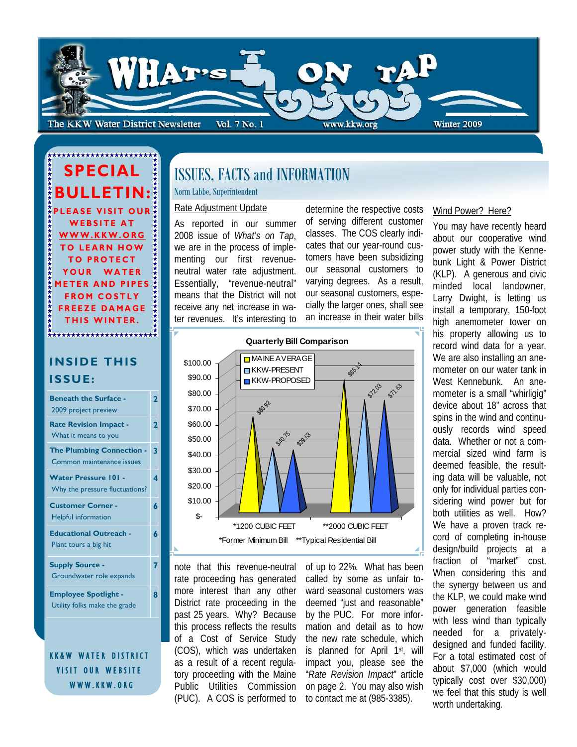# WHAT'S ON TAP

The KKW Water District Newsletter Vol. 7 No. 1 www.kkw.org Winter 2009

**SPECIAL BULLETIN:**

**PLEASE VISIT OUR WEBSITE AT WWW.KKW.ORG TO LEARN HOW TO PROTECT YOUR WATER METER AND PIPES FROM COSTLY FREEZE DAMAGE THIS WINTER.**

## INSIDE THIS ISSUE:

| | |
|---|---|
| **Beneath the Surface -** 2009 project preview | 2 |
| **Rate Revision Impact -** What it means to you | 2 |
| **The Plumbing Connection -** Common maintenance issues | 3 |
| **Water Pressure 101 -** Why the pressure fluctuations? | 4 |
| **Customer Corner -** Helpful information | 6 |
| **Educational Outreach -** Plant tours a big hit | 6 |
| **Supply Source -** Groundwater role expands | 7 |
| **Employee Spotlight -** Utility folks make the grade | 8 |

**KK&W WATER DISTRICT**
**VISIT OUR WEBSITE**
**WWW.KKW.ORG**

# ISSUES, FACTS and INFORMATION

Norm Labbe, Superintendent

## Rate Adjustment Update

As reported in our summer 2008 issue of *What's on Tap*, we are in the process of implementing our first revenue-neutral water rate adjustment. Essentially, "revenue-neutral" means that the District will not receive any net increase in water revenues. It's interesting to note that this revenue-neutral rate proceeding has generated more interest than any other District rate proceeding in the past 25 years. Why? Because this process reflects the results of a Cost of Service Study (COS), which was undertaken as a result of a recent regulatory proceeding with the Maine Public Utilities Commission (PUC). A COS is performed to determine the respective costs of serving different customer classes. The COS clearly indicates that our year-round customers have been subsidizing our seasonal customers to varying degrees. As a result, our seasonal customers, especially the larger ones, shall see an increase in their water bills of up to 22%. What has been called by some as unfair toward seasonal customers was deemed "just and reasonable" by the PUC. For more information and detail as to how the new rate schedule, which is planned for April 1st, will impact you, please see the "*Rate Revision Impact*" article on page 2. You may also wish to contact me at (985-3385).

Quarterly Bill Comparison

MAINE AVERAGE
KKW-PRESENT
KKW-PROPOSED

$100.00
$90.00
$80.00
$70.00
$60.00
$50.00
$40.00
$30.00
$20.00
$10.00
$-

$60.92
$40.75
$39.63
$85.14
$72.03
$71.63

*1200 CUBIC FEET
**2000 CUBIC FEET

*Former Minimum Bill **Typical Residential Bill

## Wind Power? Here?

You may have recently heard about our cooperative wind power study with the Kennebunk Light & Power District (KLP). A generous and civic minded local landowner, Larry Dwight, is letting us install a temporary, 150-foot high anemometer tower on his property allowing us to record wind data for a year. We are also installing an anemometer on our water tank in West Kennebunk. An anemometer is a small "whirligig" device about 18" across that spins in the wind and continuously records wind speed data. Whether or not a commercial sized wind farm is deemed feasible, the resulting data will be valuable, not only for individual parties considering wind power but for both utilities as well. How? We have a proven track record of completing in-house design/build projects at a fraction of "market" cost. When considering this and the synergy between us and the KLP, we could make wind power generation feasible with less wind than typically needed for a privately-designed and funded facility. For a total estimated cost of about $7,000 (which would typically cost over $30,000) we feel that this study is well worth undertaking.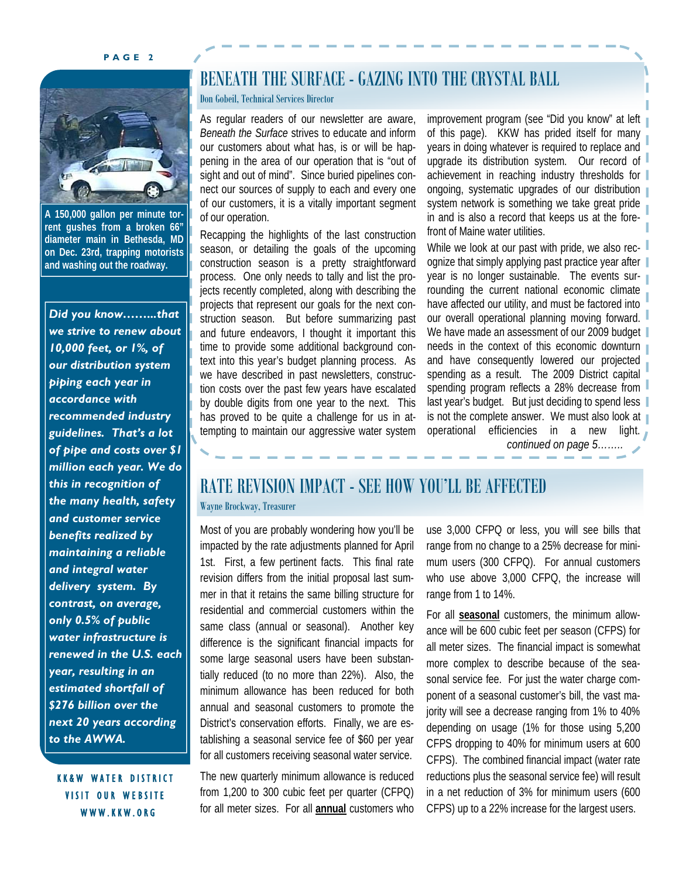A 150,000 gallon per minute torrent gushes from a broken 66" diameter main in Bethesda, MD on Dec. 23rd, trapping motorists and washing out the roadway.

***Did you know……..that we strive to renew about 10,000 feet, or 1%, of our distribution system piping each year in accordance with recommended industry guidelines. That's a lot of pipe and costs over $1 million each year. We do this in recognition of the many health, safety and customer service benefits realized by maintaining a reliable and integral water delivery system. By contrast, on average, only 0.5% of public water infrastructure is renewed in the U.S. each year, resulting in an estimated shortfall of $276 billion over the next 20 years according to the AWWA.***

**KK&W WATER DISTRICT**
**VISIT OUR WEBSITE**
**WWW.KKW.ORG**

## BENEATH THE SURFACE - GAZING INTO THE CRYSTAL BALL

Don Gobeil, Technical Services Director

As regular readers of our newsletter are aware, *Beneath the Surface* strives to educate and inform our customers about what has, is or will be happening in the area of our operation that is "out of sight and out of mind". Since buried pipelines connect our sources of supply to each and every one of our customers, it is a vitally important segment of our operation.

Recapping the highlights of the last construction season, or detailing the goals of the upcoming construction season is a pretty straightforward process. One only needs to tally and list the projects recently completed, along with describing the projects that represent our goals for the next construction season. But before summarizing past and future endeavors, I thought it important this time to provide some additional background context into this year's budget planning process. As we have described in past newsletters, construction costs over the past few years have escalated by double digits from one year to the next. This has proved to be quite a challenge for us in attempting to maintain our aggressive water system improvement program (see "Did you know" at left of this page). KKW has prided itself for many years in doing whatever is required to replace and upgrade its distribution system. Our record of achievement in reaching industry thresholds for ongoing, systematic upgrades of our distribution system network is something we take great pride in and is also a record that keeps us at the forefront of Maine water utilities.

While we look at our past with pride, we also recognize that simply applying past practice year after year is no longer sustainable. The events surrounding the current national economic climate have affected our utility, and must be factored into our overall operational planning moving forward. We have made an assessment of our 2009 budget needs in the context of this economic downturn and have consequently lowered our projected spending as a result. The 2009 District capital spending program reflects a 28% decrease from last year's budget. But just deciding to spend less is not the complete answer. We must also look at operational efficiencies in a new light.

*continued on page 5……..*

## RATE REVISION IMPACT - SEE HOW YOU'LL BE AFFECTED

Wayne Brockway, Treasurer

Most of you are probably wondering how you'll be impacted by the rate adjustments planned for April 1st. First, a few pertinent facts. This final rate revision differs from the initial proposal last summer in that it retains the same billing structure for residential and commercial customers within the same class (annual or seasonal). Another key difference is the significant financial impacts for some large seasonal users have been substantially reduced (to no more than 22%). Also, the minimum allowance has been reduced for both annual and seasonal customers to promote the District's conservation efforts. Finally, we are establishing a seasonal service fee of $60 per year for all customers receiving seasonal water service.

The new quarterly minimum allowance is reduced from 1,200 to 300 cubic feet per quarter (CFPQ) for all meter sizes. For all **annual** customers who use 3,000 CFPQ or less, you will see bills that range from no change to a 25% decrease for minimum users (300 CFPQ). For annual customers who use above 3,000 CFPQ, the increase will range from 1 to 14%.

For all **seasonal** customers, the minimum allowance will be 600 cubic feet per season (CFPS) for all meter sizes. The financial impact is somewhat more complex to describe because of the seasonal service fee. For just the water charge component of a seasonal customer's bill, the vast majority will see a decrease ranging from 1% to 40% depending on usage (1% for those using 5,200 CFPS dropping to 40% for minimum users at 600 CFPS). The combined financial impact (water rate reductions plus the seasonal service fee) will result in a net reduction of 3% for minimum users (600 CFPS) up to a 22% increase for the largest users.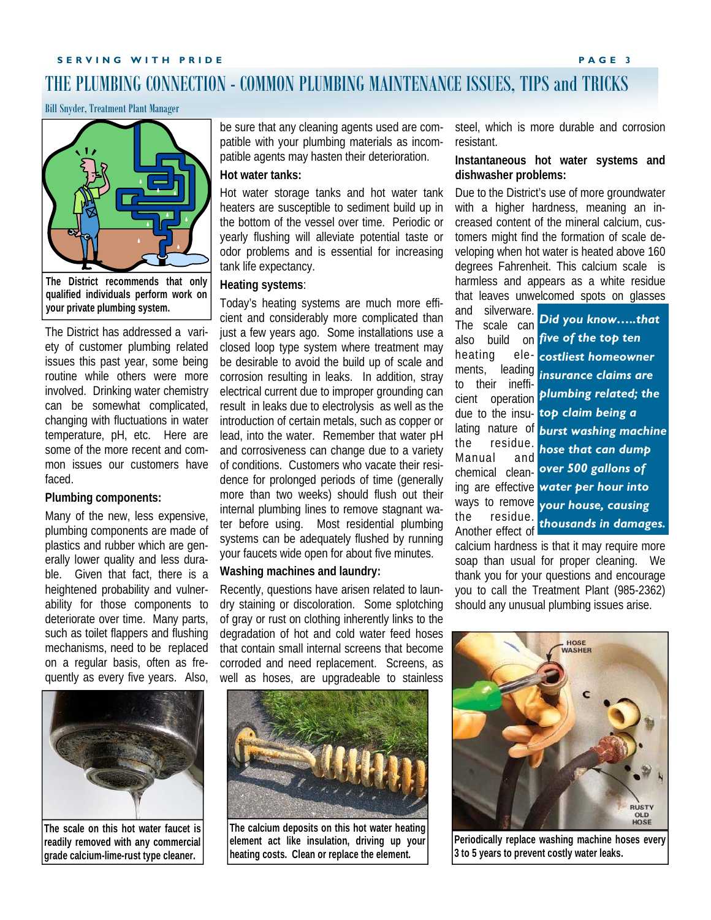# THE PLUMBING CONNECTION - COMMON PLUMBING MAINTENANCE ISSUES, TIPS and TRICKS

Bill Snyder, Treatment Plant Manager

**The District recommends that only qualified individuals perform work on your private plumbing system.**

The District has addressed a variety of customer plumbing related issues this past year, some being routine while others were more involved. Drinking water chemistry can be somewhat complicated, changing with fluctuations in water temperature, pH, etc. Here are some of the more recent and common issues our customers have faced.

**Plumbing components:**

Many of the new, less expensive, plumbing components are made of plastics and rubber which are generally lower quality and less durable. Given that fact, there is a heightened probability and vulnerability for those components to deteriorate over time. Many parts, such as toilet flappers and flushing mechanisms, need to be replaced on a regular basis, often as frequently as every five years. Also, be sure that any cleaning agents used are compatible with your plumbing materials as incompatible agents may hasten their deterioration.

**Hot water tanks:**

Hot water storage tanks and hot water tank heaters are susceptible to sediment build up in the bottom of the vessel over time. Periodic or yearly flushing will alleviate potential taste or odor problems and is essential for increasing tank life expectancy.

**Heating systems**:

Today's heating systems are much more efficient and considerably more complicated than just a few years ago. Some installations use a closed loop type system where treatment may be desirable to avoid the build up of scale and corrosion resulting in leaks. In addition, stray electrical current due to improper grounding can result in leaks due to electrolysis as well as the introduction of certain metals, such as copper or lead, into the water. Remember that water pH and corrosiveness can change due to a variety of conditions. Customers who vacate their residence for prolonged periods of time (generally more than two weeks) should flush out their internal plumbing lines to remove stagnant water before using. Most residential plumbing systems can be adequately flushed by running your faucets wide open for about five minutes.

**Washing machines and laundry:**

Recently, questions have arisen related to laundry staining or discoloration. Some splotching of gray or rust on clothing inherently links to the degradation of hot and cold water feed hoses that contain small internal screens that become corroded and need replacement. Screens, as well as hoses, are upgradeable to stainless steel, which is more durable and corrosion resistant.

**Instantaneous hot water systems and dishwasher problems:**

Due to the District's use of more groundwater with a higher hardness, meaning an increased content of the mineral calcium, customers might find the formation of scale developing when hot water is heated above 160 degrees Fahrenheit. This calcium scale is harmless and appears as a white residue that leaves unwelcomed spots on glasses and silverware. The scale can also build on heating elements, leading to their inefficient operation due to the insulating nature of the residue. Manual and chemical cleaning are effective ways to remove the residue. Another effect of calcium hardness is that it may require more soap than usual for proper cleaning. We thank you for your questions and encourage you to call the Treatment Plant (985-2362) should any unusual plumbing issues arise.

***Did you know…..that five of the top ten costliest homeowner insurance claims are plumbing related; the top claim being a burst washing machine hose that can dump over 500 gallons of water per hour into your house, causing thousands in damages.***

**The scale on this hot water faucet is readily removed with any commercial grade calcium-lime-rust type cleaner.**

**The calcium deposits on this hot water heating element act like insulation, driving up your heating costs. Clean or replace the element.**

HOSE WASHER

RUSTY OLD HOSE

**Periodically replace washing machine hoses every 3 to 5 years to prevent costly water leaks.**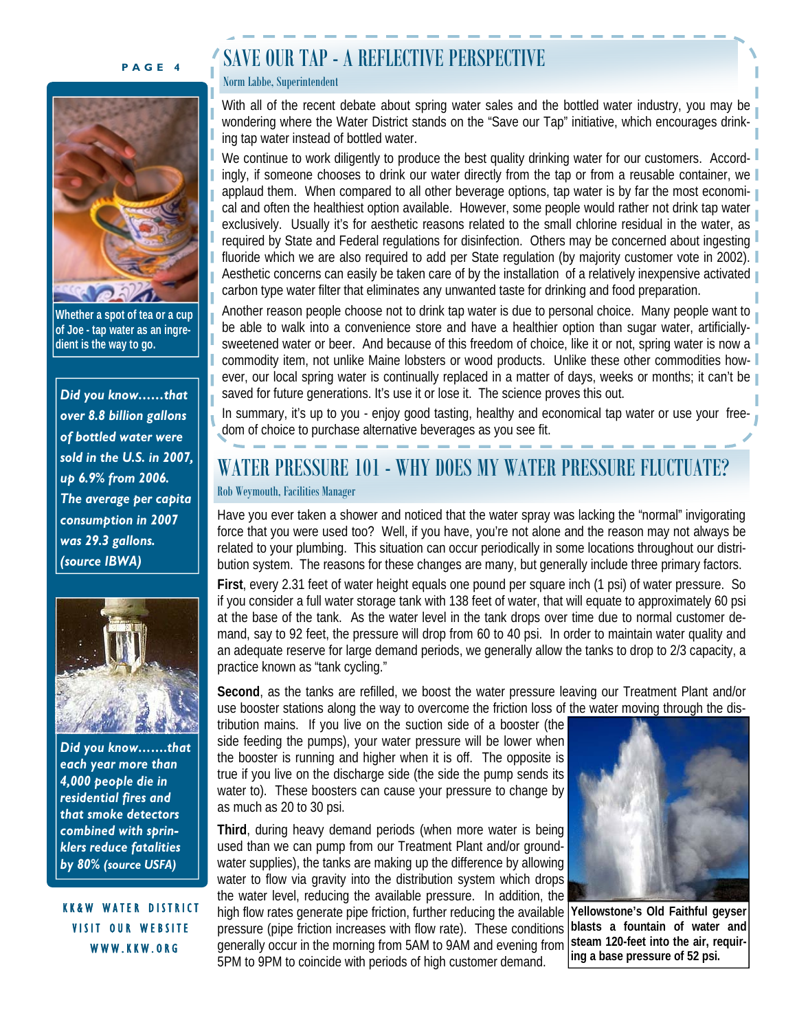## SAVE OUR TAP - A REFLECTIVE PERSPECTIVE

Norm Labbe, Superintendent

With all of the recent debate about spring water sales and the bottled water industry, you may be wondering where the Water District stands on the "Save our Tap" initiative, which encourages drinking tap water instead of bottled water.

We continue to work diligently to produce the best quality drinking water for our customers. Accordingly, if someone chooses to drink our water directly from the tap or from a reusable container, we applaud them. When compared to all other beverage options, tap water is by far the most economical and often the healthiest option available. However, some people would rather not drink tap water exclusively. Usually it's for aesthetic reasons related to the small chlorine residual in the water, as required by State and Federal regulations for disinfection. Others may be concerned about ingesting fluoride which we are also required to add per State regulation (by majority customer vote in 2002). Aesthetic concerns can easily be taken care of by the installation of a relatively inexpensive activated carbon type water filter that eliminates any unwanted taste for drinking and food preparation.

Another reason people choose not to drink tap water is due to personal choice. Many people want to be able to walk into a convenience store and have a healthier option than sugar water, artificially-sweetened water or beer. And because of this freedom of choice, like it or not, spring water is now a commodity item, not unlike Maine lobsters or wood products. Unlike these other commodities however, our local spring water is continually replaced in a matter of days, weeks or months; it can't be saved for future generations. It's use it or lose it. The science proves this out.

In summary, it's up to you - enjoy good tasting, healthy and economical tap water or use your freedom of choice to purchase alternative beverages as you see fit.

Whether a spot of tea or a cup of Joe - tap water as an ingredient is the way to go.

*Did you know……that over 8.8 billion gallons of bottled water were sold in the U.S. in 2007, up 6.9% from 2006. The average per capita consumption in 2007 was 29.3 gallons. (source IBWA)*

## WATER PRESSURE 101 - WHY DOES MY WATER PRESSURE FLUCTUATE?

Rob Weymouth, Facilities Manager

Have you ever taken a shower and noticed that the water spray was lacking the "normal" invigorating force that you were used too? Well, if you have, you're not alone and the reason may not always be related to your plumbing. This situation can occur periodically in some locations throughout our distribution system. The reasons for these changes are many, but generally include three primary factors.

**First**, every 2.31 feet of water height equals one pound per square inch (1 psi) of water pressure. So if you consider a full water storage tank with 138 feet of water, that will equate to approximately 60 psi at the base of the tank. As the water level in the tank drops over time due to normal customer demand, say to 92 feet, the pressure will drop from 60 to 40 psi. In order to maintain water quality and an adequate reserve for large demand periods, we generally allow the tanks to drop to 2/3 capacity, a practice known as "tank cycling."

**Second**, as the tanks are refilled, we boost the water pressure leaving our Treatment Plant and/or use booster stations along the way to overcome the friction loss of the water moving through the distribution mains. If you live on the suction side of a booster (the side feeding the pumps), your water pressure will be lower when the booster is running and higher when it is off. The opposite is true if you live on the discharge side (the side the pump sends its water to). These boosters can cause your pressure to change by as much as 20 to 30 psi.

**Third**, during heavy demand periods (when more water is being used than we can pump from our Treatment Plant and/or groundwater supplies), the tanks are making up the difference by allowing water to flow via gravity into the distribution system which drops the water level, reducing the available pressure. In addition, the high flow rates generate pipe friction, further reducing the available pressure (pipe friction increases with flow rate). These conditions generally occur in the morning from 5AM to 9AM and evening from 5PM to 9PM to coincide with periods of high customer demand.

**Yellowstone's Old Faithful geyser blasts a fountain of water and steam 120-feet into the air, requiring a base pressure of 52 psi.**

*Did you know…….that each year more than 4,000 people die in residential fires and that smoke detectors combined with sprinklers reduce fatalities by 80% (source USFA)*

KK&W WATER DISTRICT
VISIT OUR WEBSITE
WWW.KKW.ORG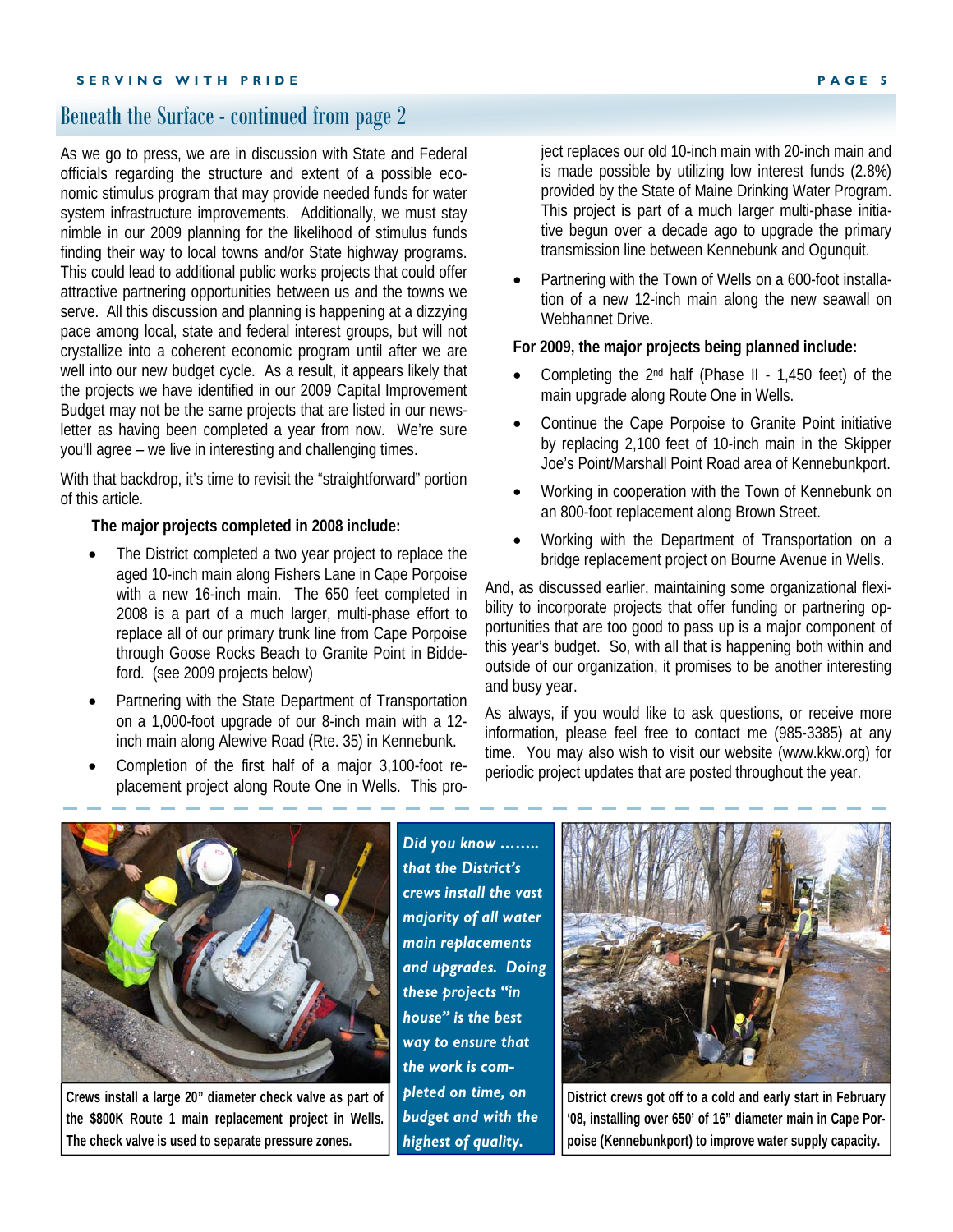## Beneath the Surface - continued from page 2

As we go to press, we are in discussion with State and Federal officials regarding the structure and extent of a possible economic stimulus program that may provide needed funds for water system infrastructure improvements. Additionally, we must stay nimble in our 2009 planning for the likelihood of stimulus funds finding their way to local towns and/or State highway programs. This could lead to additional public works projects that could offer attractive partnering opportunities between us and the towns we serve. All this discussion and planning is happening at a dizzying pace among local, state and federal interest groups, but will not crystallize into a coherent economic program until after we are well into our new budget cycle. As a result, it appears likely that the projects we have identified in our 2009 Capital Improvement Budget may not be the same projects that are listed in our newsletter as having been completed a year from now. We're sure you'll agree – we live in interesting and challenging times.

With that backdrop, it's time to revisit the "straightforward" portion of this article.

**The major projects completed in 2008 include:**

- The District completed a two year project to replace the aged 10-inch main along Fishers Lane in Cape Porpoise with a new 16-inch main. The 650 feet completed in 2008 is a part of a much larger, multi-phase effort to replace all of our primary trunk line from Cape Porpoise through Goose Rocks Beach to Granite Point in Biddeford. (see 2009 projects below)
- Partnering with the State Department of Transportation on a 1,000-foot upgrade of our 8-inch main with a 12-inch main along Alewive Road (Rte. 35) in Kennebunk.
- Completion of the first half of a major 3,100-foot replacement project along Route One in Wells. This project replaces our old 10-inch main with 20-inch main and is made possible by utilizing low interest funds (2.8%) provided by the State of Maine Drinking Water Program. This project is part of a much larger multi-phase initiative begun over a decade ago to upgrade the primary transmission line between Kennebunk and Ogunquit.
- Partnering with the Town of Wells on a 600-foot installation of a new 12-inch main along the new seawall on Webhannet Drive.

**For 2009, the major projects being planned include:**

- Completing the 2nd half (Phase II - 1,450 feet) of the main upgrade along Route One in Wells.
- Continue the Cape Porpoise to Granite Point initiative by replacing 2,100 feet of 10-inch main in the Skipper Joe's Point/Marshall Point Road area of Kennebunkport.
- Working in cooperation with the Town of Kennebunk on an 800-foot replacement along Brown Street.
- Working with the Department of Transportation on a bridge replacement project on Bourne Avenue in Wells.

And, as discussed earlier, maintaining some organizational flexibility to incorporate projects that offer funding or partnering opportunities that are too good to pass up is a major component of this year's budget. So, with all that is happening both within and outside of our organization, it promises to be another interesting and busy year.

As always, if you would like to ask questions, or receive more information, please feel free to contact me (985-3385) at any time. You may also wish to visit our website (www.kkw.org) for periodic project updates that are posted throughout the year.

**Crews install a large 20" diameter check valve as part of the $800K Route 1 main replacement project in Wells. The check valve is used to separate pressure zones.**

***Did you know …….. that the District's crews install the vast majority of all water main replacements and upgrades. Doing these projects "in house" is the best way to ensure that the work is completed on time, on budget and with the highest of quality.***

**District crews got off to a cold and early start in February '08, installing over 650' of 16" diameter main in Cape Porpoise (Kennebunkport) to improve water supply capacity.**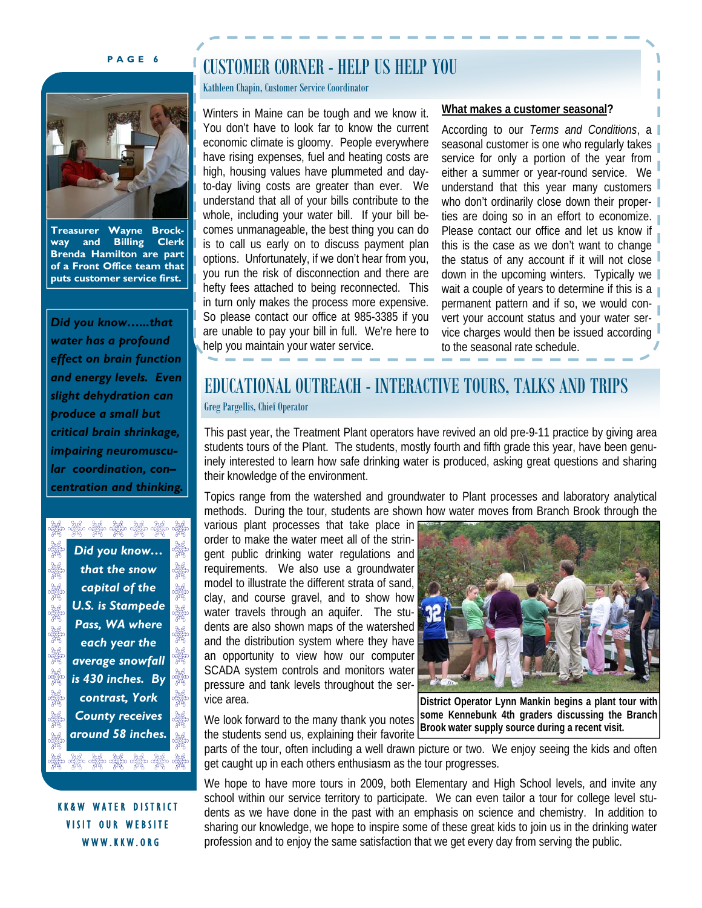## CUSTOMER CORNER - HELP US HELP YOU

Kathleen Chapin, Customer Service Coordinator

Winters in Maine can be tough and we know it. You don't have to look far to know the current economic climate is gloomy. People everywhere have rising expenses, fuel and heating costs are high, housing values have plummeted and day-to-day living costs are greater than ever. We understand that all of your bills contribute to the whole, including your water bill. If your bill becomes unmanageable, the best thing you can do is to call us early on to discuss payment plan options. Unfortunately, if we don't hear from you, you run the risk of disconnection and there are hefty fees attached to being reconnected. This in turn only makes the process more expensive. So please contact our office at 985-3385 if you are unable to pay your bill in full. We're here to help you maintain your water service.

**What makes a customer seasonal?**

According to our *Terms and Conditions*, a seasonal customer is one who regularly takes service for only a portion of the year from either a summer or year-round service. We understand that this year many customers who don't ordinarily close down their properties are doing so in an effort to economize. Please contact our office and let us know if this is the case as we don't want to change the status of any account if it will not close down in the upcoming winters. Typically we wait a couple of years to determine if this is a permanent pattern and if so, we would convert your account status and your water service charges would then be issued according to the seasonal rate schedule.

**Treasurer Wayne Brockway and Billing Clerk Brenda Hamilton are part of a Front Office team that puts customer service first.**

***Did you know......that water has a profound effect on brain function and energy levels. Even slight dehydration can produce a small but critical brain shrinkage, impairing neuromuscular coordination, concentration and thinking.***

***Did you know... that the snow capital of the U.S. is Stampede Pass, WA where each year the average snowfall is 430 inches. By contrast, York County receives around 58 inches.***

## EDUCATIONAL OUTREACH - INTERACTIVE TOURS, TALKS AND TRIPS

Greg Pargellis, Chief Operator

This past year, the Treatment Plant operators have revived an old pre-9-11 practice by giving area students tours of the Plant. The students, mostly fourth and fifth grade this year, have been genuinely interested to learn how safe drinking water is produced, asking great questions and sharing their knowledge of the environment.

Topics range from the watershed and groundwater to Plant processes and laboratory analytical methods. During the tour, students are shown how water moves from Branch Brook through the various plant processes that take place in order to make the water meet all of the stringent public drinking water regulations and requirements. We also use a groundwater model to illustrate the different strata of sand, clay, and course gravel, and to show how water travels through an aquifer. The students are also shown maps of the watershed and the distribution system where they have an opportunity to view how our computer SCADA system controls and monitors water pressure and tank levels throughout the service area.

**District Operator Lynn Mankin begins a plant tour with some Kennebunk 4th graders discussing the Branch Brook water supply source during a recent visit.**

We look forward to the many thank you notes the students send us, explaining their favorite parts of the tour, often including a well drawn picture or two. We enjoy seeing the kids and often get caught up in each others enthusiasm as the tour progresses.

We hope to have more tours in 2009, both Elementary and High School levels, and invite any school within our service territory to participate. We can even tailor a tour for college level students as we have done in the past with an emphasis on science and chemistry. In addition to sharing our knowledge, we hope to inspire some of these great kids to join us in the drinking water profession and to enjoy the same satisfaction that we get every day from serving the public.

KK&W WATER DISTRICT
VISIT OUR WEBSITE
WWW.KKW.ORG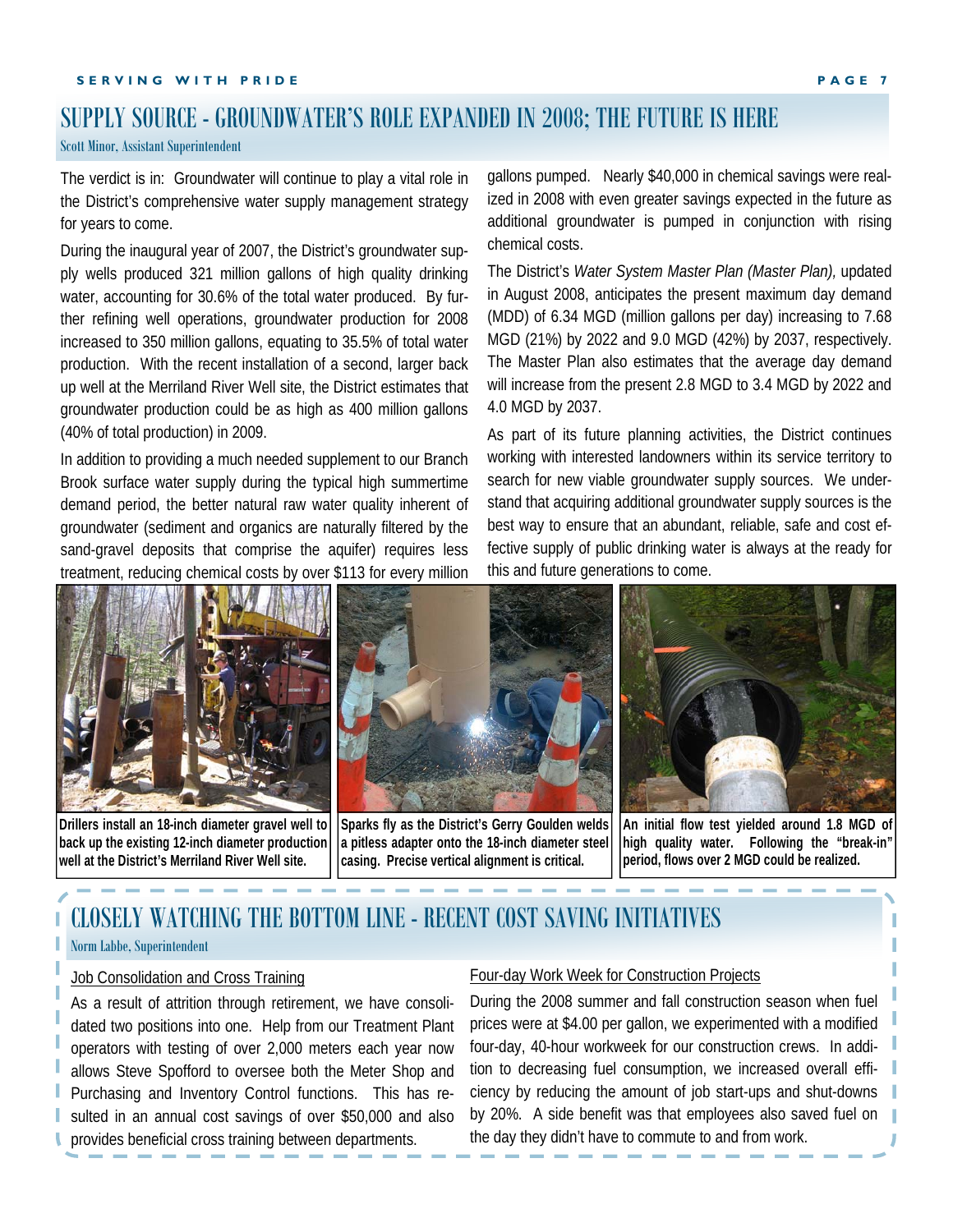## SUPPLY SOURCE - GROUNDWATER'S ROLE EXPANDED IN 2008; THE FUTURE IS HERE

Scott Minor, Assistant Superintendent

The verdict is in: Groundwater will continue to play a vital role in the District's comprehensive water supply management strategy for years to come.

During the inaugural year of 2007, the District's groundwater supply wells produced 321 million gallons of high quality drinking water, accounting for 30.6% of the total water produced. By further refining well operations, groundwater production for 2008 increased to 350 million gallons, equating to 35.5% of total water production. With the recent installation of a second, larger back up well at the Merriland River Well site, the District estimates that groundwater production could be as high as 400 million gallons (40% of total production) in 2009.

In addition to providing a much needed supplement to our Branch Brook surface water supply during the typical high summertime demand period, the better natural raw water quality inherent of groundwater (sediment and organics are naturally filtered by the sand-gravel deposits that comprise the aquifer) requires less treatment, reducing chemical costs by over $113 for every million gallons pumped. Nearly $40,000 in chemical savings were realized in 2008 with even greater savings expected in the future as additional groundwater is pumped in conjunction with rising chemical costs.

The District's *Water System Master Plan (Master Plan),* updated in August 2008, anticipates the present maximum day demand (MDD) of 6.34 MGD (million gallons per day) increasing to 7.68 MGD (21%) by 2022 and 9.0 MGD (42%) by 2037, respectively. The Master Plan also estimates that the average day demand will increase from the present 2.8 MGD to 3.4 MGD by 2022 and 4.0 MGD by 2037.

As part of its future planning activities, the District continues working with interested landowners within its service territory to search for new viable groundwater supply sources. We understand that acquiring additional groundwater supply sources is the best way to ensure that an abundant, reliable, safe and cost effective supply of public drinking water is always at the ready for this and future generations to come.

**Drillers install an 18-inch diameter gravel well to back up the existing 12-inch diameter production well at the District's Merriland River Well site.**

**Sparks fly as the District's Gerry Goulden welds a pitless adapter onto the 18-inch diameter steel casing. Precise vertical alignment is critical.**

**An initial flow test yielded around 1.8 MGD of high quality water. Following the "break-in" period, flows over 2 MGD could be realized.**

## CLOSELY WATCHING THE BOTTOM LINE - RECENT COST SAVING INITIATIVES

Norm Labbe, Superintendent

<u>Job Consolidation and Cross Training</u>

As a result of attrition through retirement, we have consolidated two positions into one. Help from our Treatment Plant operators with testing of over 2,000 meters each year now allows Steve Spofford to oversee both the Meter Shop and Purchasing and Inventory Control functions. This has resulted in an annual cost savings of over $50,000 and also provides beneficial cross training between departments.

<u>Four-day Work Week for Construction Projects</u>

During the 2008 summer and fall construction season when fuel prices were at $4.00 per gallon, we experimented with a modified four-day, 40-hour workweek for our construction crews. In addition to decreasing fuel consumption, we increased overall efficiency by reducing the amount of job start-ups and shut-downs by 20%. A side benefit was that employees also saved fuel on the day they didn't have to commute to and from work.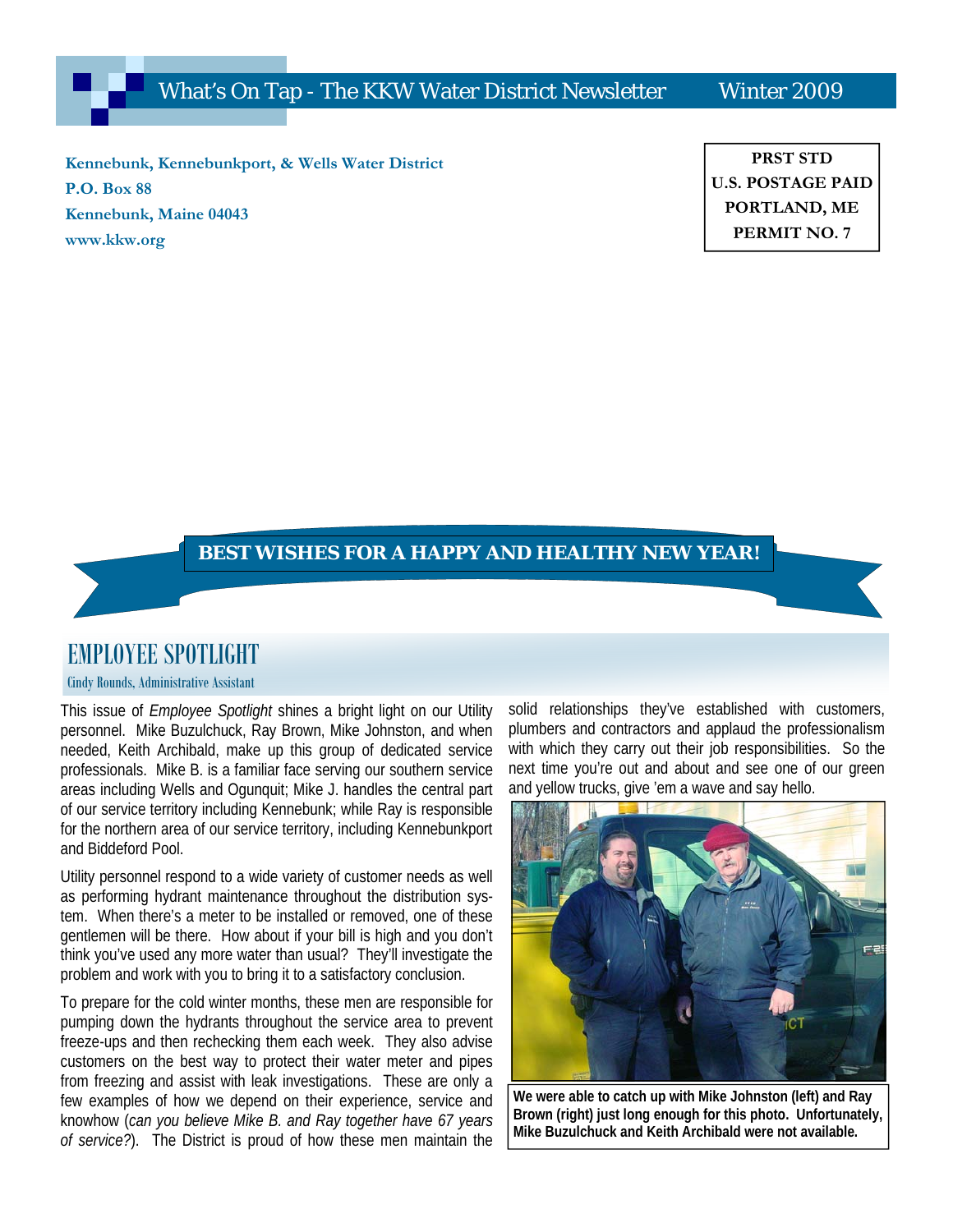What's On Tap - The KKW Water District Newsletter Winter 2009

**Kennebunk, Kennebunkport, & Wells Water District**
**P.O. Box 88**
**Kennebunk, Maine 04043**
**www.kkw.org**

**PRST STD**
**U.S. POSTAGE PAID**
**PORTLAND, ME**
**PERMIT NO. 7**

**BEST WISHES FOR A HAPPY AND HEALTHY NEW YEAR!**

## EMPLOYEE SPOTLIGHT

Cindy Rounds, Administrative Assistant

This issue of *Employee Spotlight* shines a bright light on our Utility personnel. Mike Buzulchuck, Ray Brown, Mike Johnston, and when needed, Keith Archibald, make up this group of dedicated service professionals. Mike B. is a familiar face serving our southern service areas including Wells and Ogunquit; Mike J. handles the central part of our service territory including Kennebunk; while Ray is responsible for the northern area of our service territory, including Kennebunkport and Biddeford Pool.

Utility personnel respond to a wide variety of customer needs as well as performing hydrant maintenance throughout the distribution system. When there's a meter to be installed or removed, one of these gentlemen will be there. How about if your bill is high and you don't think you've used any more water than usual? They'll investigate the problem and work with you to bring it to a satisfactory conclusion.

To prepare for the cold winter months, these men are responsible for pumping down the hydrants throughout the service area to prevent freeze-ups and then rechecking them each week. They also advise customers on the best way to protect their water meter and pipes from freezing and assist with leak investigations. These are only a few examples of how we depend on their experience, service and knowhow (*can you believe Mike B. and Ray together have 67 years of service?*). The District is proud of how these men maintain the solid relationships they've established with customers, plumbers and contractors and applaud the professionalism with which they carry out their job responsibilities. So the next time you're out and about and see one of our green and yellow trucks, give 'em a wave and say hello.

**We were able to catch up with Mike Johnston (left) and Ray Brown (right) just long enough for this photo. Unfortunately, Mike Buzulchuck and Keith Archibald were not available.**